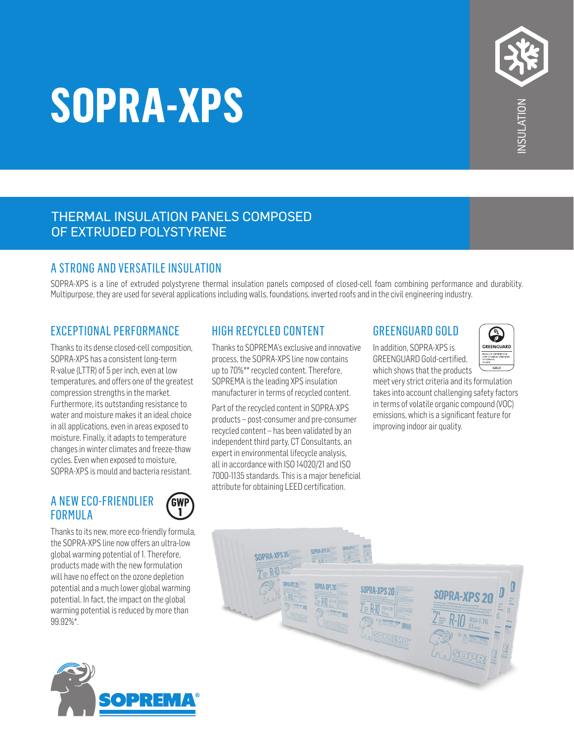# SOPRA-XPS

INSULATION

## THERMAL INSULATION PANELS COMPOSED OF EXTRUDED POLYSTYRENE

### A STRONG AND VERSATILE INSULATION

SOPRA-XPS is a line of extruded polystyrene thermal insulation panels composed of closed-cell foam combining performance and durability. Multipurpose, they are used for several applications including walls, foundations, inverted roofs and in the civil engineering industry.

### EXCEPTIONAL PERFORMANCE

Thanks to its dense closed-cell composition, SOPRA-XPS has a consistent long-term R-value (LTTR) of 5 per inch, even at low temperatures, and offers one of the greatest compression strengths in the market. Furthermore, its outstanding resistance to water and moisture makes it an ideal choice in all applications, even in areas exposed to moisture. Finally, it adapts to temperature changes in winter climates and freeze-thaw cycles. Even when exposed to moisture, SOPRA-XPS is mould and bacteria resistant.

### A NEW ECO-FRIENDLIER FORMULA

GWP 1

Thanks to its new, more eco-friendly formula, the SOPRA-XPS line now offers an ultra-low global warming potential of 1. Therefore, products made with the new formulation will have no effect on the ozone depletion potential and a much lower global warming potential. In fact, the impact on the global warming potential is reduced by more than 99.92%*.

### HIGH RECYCLED CONTENT

Thanks to SOPREMA's exclusive and innovative process, the SOPRA-XPS line now contains up to 70%** recycled content. Therefore, SOPREMA is the leading XPS insulation manufacturer in terms of recycled content.

Part of the recycled content in SOPRA-XPS products – post-consumer and pre-consumer recycled content – has been validated by an independent third party, CT Consultants, an expert in environmental lifecycle analysis, all in accordance with ISO 14020/21 and ISO 7000-1135 standards. This is a major beneficial attribute for obtaining LEED certification.

### GREENGUARD GOLD

In addition, SOPRA-XPS is GREENGUARD Gold-certified, which shows that the products meet very strict criteria and its formulation takes into account challenging safety factors in terms of volatile organic compound (VOC) emissions, which is a significant feature for improving indoor air quality.

SOPREMA®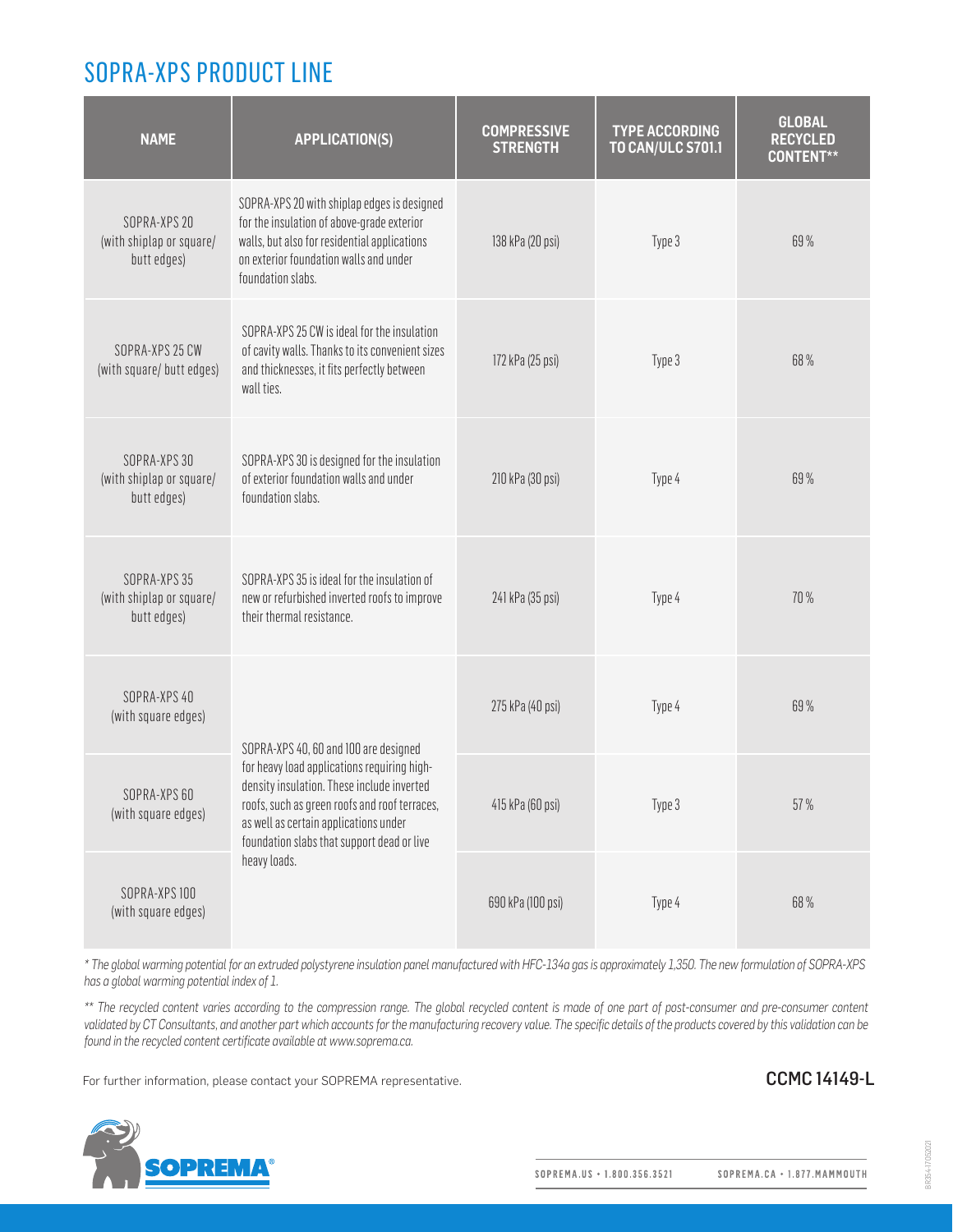## SOPRA-XPS PRODUCT LINE

| NAME | APPLICATION(S) | COMPRESSIVE STRENGTH | TYPE ACCORDING TO CAN/ULC S701.1 | GLOBAL RECYCLED CONTENT** |
|---|---|---|---|---|
| SOPRA-XPS 20 (with shiplap or square/ butt edges) | SOPRA-XPS 20 with shiplap edges is designed for the insulation of above-grade exterior walls, but also for residential applications on exterior foundation walls and under foundation slabs. | 138 kPa (20 psi) | Type 3 | 69 % |
| SOPRA-XPS 25 CW (with square/ butt edges) | SOPRA-XPS 25 CW is ideal for the insulation of cavity walls. Thanks to its convenient sizes and thicknesses, it fits perfectly between wall ties. | 172 kPa (25 psi) | Type 3 | 68 % |
| SOPRA-XPS 30 (with shiplap or square/ butt edges) | SOPRA-XPS 30 is designed for the insulation of exterior foundation walls and under foundation slabs. | 210 kPa (30 psi) | Type 4 | 69 % |
| SOPRA-XPS 35 (with shiplap or square/ butt edges) | SOPRA-XPS 35 is ideal for the insulation of new or refurbished inverted roofs to improve their thermal resistance. | 241 kPa (35 psi) | Type 4 | 70 % |
| SOPRA-XPS 40 (with square edges) | SOPRA-XPS 40, 60 and 100 are designed for heavy load applications requiring high-density insulation. These include inverted roofs, such as green roofs and roof terraces, as well as certain applications under foundation slabs that support dead or live heavy loads. | 275 kPa (40 psi) | Type 4 | 69 % |
| SOPRA-XPS 60 (with square edges) | | 415 kPa (60 psi) | Type 3 | 57 % |
| SOPRA-XPS 100 (with square edges) | | 690 kPa (100 psi) | Type 4 | 68 % |

*\* The global warming potential for an extruded polystyrene insulation panel manufactured with HFC-134a gas is approximately 1,350. The new formulation of SOPRA-XPS has a global warming potential index of 1.*

*\*\* The recycled content varies according to the compression range. The global recycled content is made of one part of post-consumer and pre-consumer content validated by CT Consultants, and another part which accounts for the manufacturing recovery value. The specific details of the products covered by this validation can be found in the recycled content certificate available at www.soprema.ca.*

For further information, please contact your SOPREMA representative.

**CCMC 14149-L**

SOPREMA

SOPREMA.US • 1.800.356.3521 SOPREMA.CA • 1.877.MAMMOUTH

BR3541705 2021